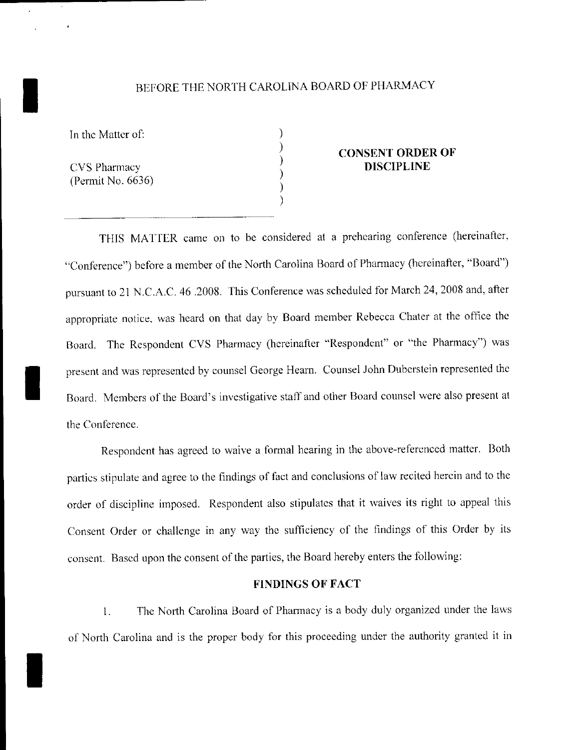BEFORE THE NORTH CAROLINA BOARD OF PHARMACY

In the Matter of:

CVS Pharmacy
(Permit No. 6636)

**CONSENT ORDER OF DISCIPLINE**

THIS MATTER came on to be considered at a prehearing conference (hereinafter, "Conference") before a member of the North Carolina Board of Pharmacy (hereinafter, "Board") pursuant to 21 N.C.A.C. 46 .2008. This Conference was scheduled for March 24, 2008 and, after appropriate notice, was heard on that day by Board member Rebecca Chater at the office the Board. The Respondent CVS Pharmacy (hereinafter "Respondent" or "the Pharmacy") was present and was represented by counsel George Hearn. Counsel John Duberstein represented the Board. Members of the Board's investigative staff and other Board counsel were also present at the Conference.

Respondent has agreed to waive a formal hearing in the above-referenced matter. Both parties stipulate and agree to the findings of fact and conclusions of law recited herein and to the order of discipline imposed. Respondent also stipulates that it waives its right to appeal this Consent Order or challenge in any way the sufficiency of the findings of this Order by its consent. Based upon the consent of the parties, the Board hereby enters the following:

**FINDINGS OF FACT**

1. The North Carolina Board of Pharmacy is a body duly organized under the laws of North Carolina and is the proper body for this proceeding under the authority granted it in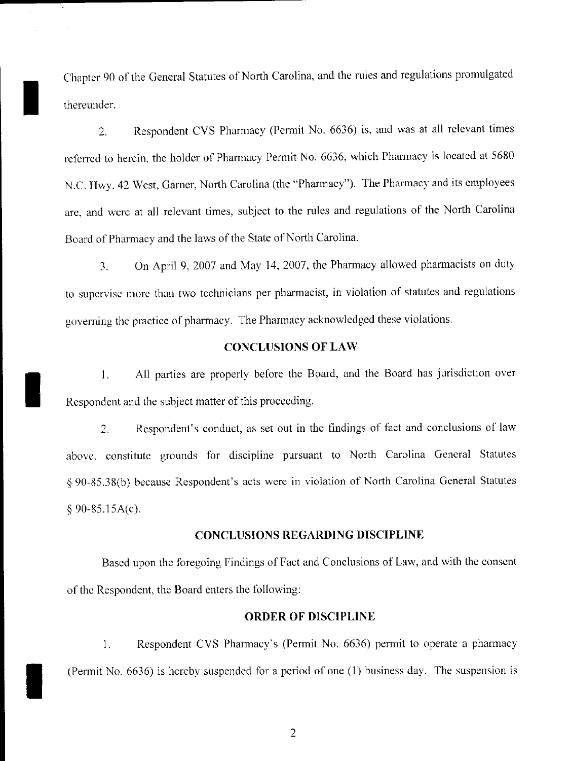Chapter 90 of the General Statutes of North Carolina, and the rules and regulations promulgated thereunder.

2. Respondent CVS Pharmacy (Permit No. 6636) is, and was at all relevant times referred to herein, the holder of Pharmacy Permit No. 6636, which Pharmacy is located at 5680 N.C. Hwy. 42 West, Garner, North Carolina (the "Pharmacy"). The Pharmacy and its employees are, and were at all relevant times, subject to the rules and regulations of the North Carolina Board of Pharmacy and the laws of the State of North Carolina.

3. On April 9, 2007 and May 14, 2007, the Pharmacy allowed pharmacists on duty to supervise more than two technicians per pharmacist, in violation of statutes and regulations governing the practice of pharmacy. The Pharmacy acknowledged these violations.

## CONCLUSIONS OF LAW

1. All parties are properly before the Board, and the Board has jurisdiction over Respondent and the subject matter of this proceeding.

2. Respondent's conduct, as set out in the findings of fact and conclusions of law above, constitute grounds for discipline pursuant to North Carolina General Statutes § 90-85.38(b) because Respondent's acts were in violation of North Carolina General Statutes § 90-85.15A(c).

## CONCLUSIONS REGARDING DISCIPLINE

Based upon the foregoing Findings of Fact and Conclusions of Law, and with the consent of the Respondent, the Board enters the following:

## ORDER OF DISCIPLINE

1. Respondent CVS Pharmacy's (Permit No. 6636) permit to operate a pharmacy (Permit No. 6636) is hereby suspended for a period of one (1) business day. The suspension is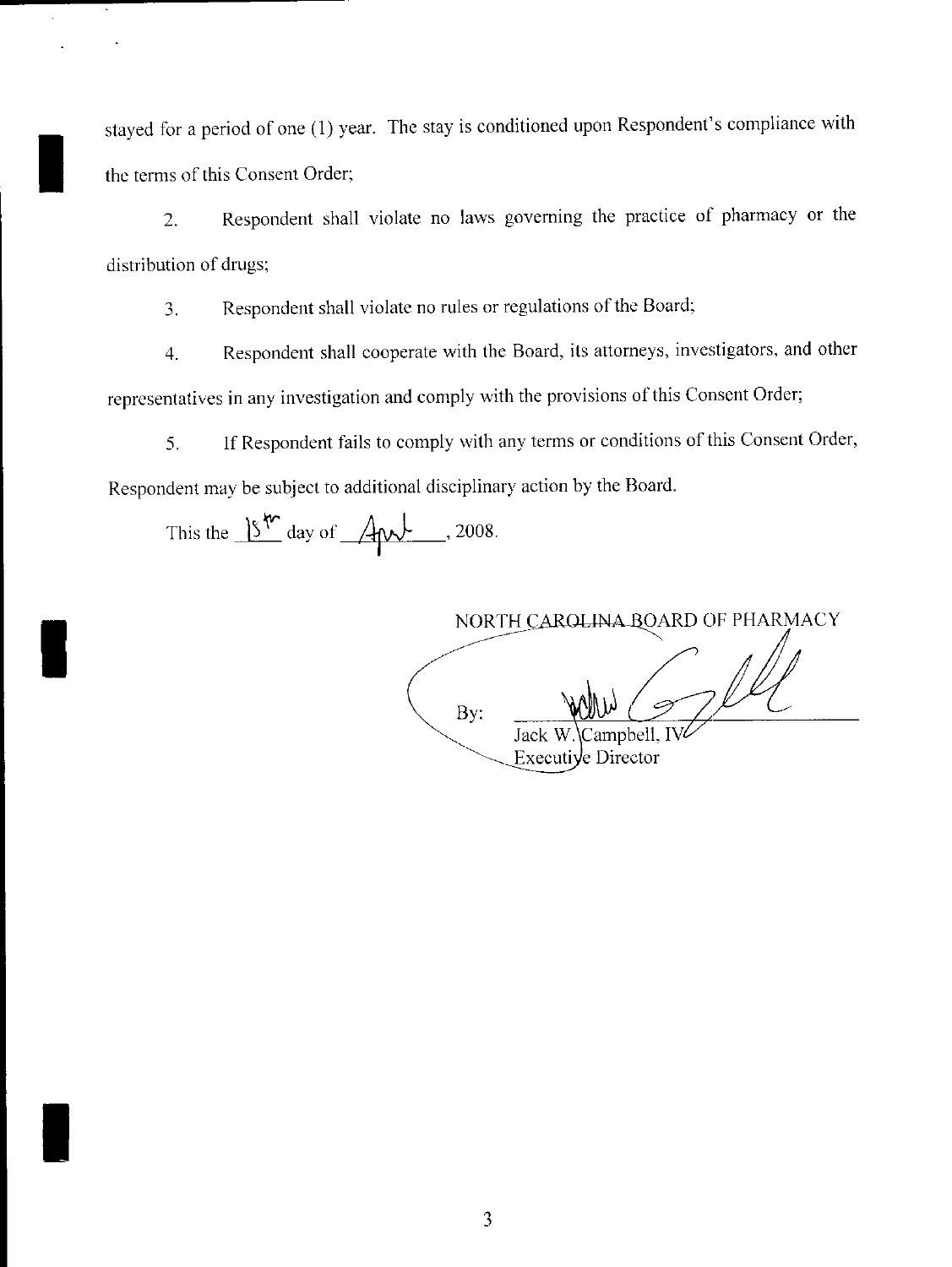stayed for a period of one (1) year. The stay is conditioned upon Respondent's compliance with the terms of this Consent Order;

2. Respondent shall violate no laws governing the practice of pharmacy or the distribution of drugs;

3. Respondent shall violate no rules or regulations of the Board;

4. Respondent shall cooperate with the Board, its attorneys, investigators, and other representatives in any investigation and comply with the provisions of this Consent Order;

5. If Respondent fails to comply with any terms or conditions of this Consent Order, Respondent may be subject to additional disciplinary action by the Board.

This the 15th day of April, 2008.

NORTH CAROLINA BOARD OF PHARMACY

By: ______________________

Jack W. Campbell, IV

Executive Director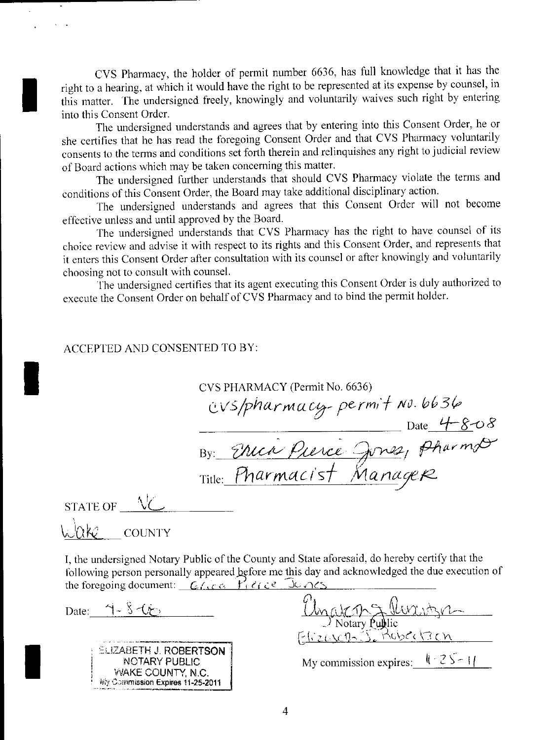CVS Pharmacy, the holder of permit number 6636, has full knowledge that it has the right to a hearing, at which it would have the right to be represented at its expense by counsel, in this matter. The undersigned freely, knowingly and voluntarily waives such right by entering into this Consent Order.

The undersigned understands and agrees that by entering into this Consent Order, he or she certifies that he has read the foregoing Consent Order and that CVS Pharmacy voluntarily consents to the terms and conditions set forth therein and relinquishes any right to judicial review of Board actions which may be taken concerning this matter.

The undersigned further understands that should CVS Pharmacy violate the terms and conditions of this Consent Order, the Board may take additional disciplinary action.

The undersigned understands and agrees that this Consent Order will not become effective unless and until approved by the Board.

The undersigned understands that CVS Pharmacy has the right to have counsel of its choice review and advise it with respect to its rights and this Consent Order, and represents that it enters this Consent Order after consultation with its counsel or after knowingly and voluntarily choosing not to consult with counsel.

The undersigned certifies that its agent executing this Consent Order is duly authorized to execute the Consent Order on behalf of CVS Pharmacy and to bind the permit holder.

ACCEPTED AND CONSENTED TO BY:

CVS PHARMACY (Permit No. 6636)

CVS/pharmacy permit No. 6636

Date 4-8-08

By: Erica Pierce Jones, PharmD

Title: Pharmacist Manager

STATE OF NC

Wake COUNTY

I, the undersigned Notary Public of the County and State aforesaid, do hereby certify that the following person personally appeared before me this day and acknowledged the due execution of the foregoing document: Erica Pierce Jones

Date: 4-8-08

Notary Public

Elizabeth J. Robertson

ELIZABETH J. ROBERTSON
NOTARY PUBLIC
WAKE COUNTY, N.C.
My Commission Expires 11-25-2011

My commission expires: 11-25-11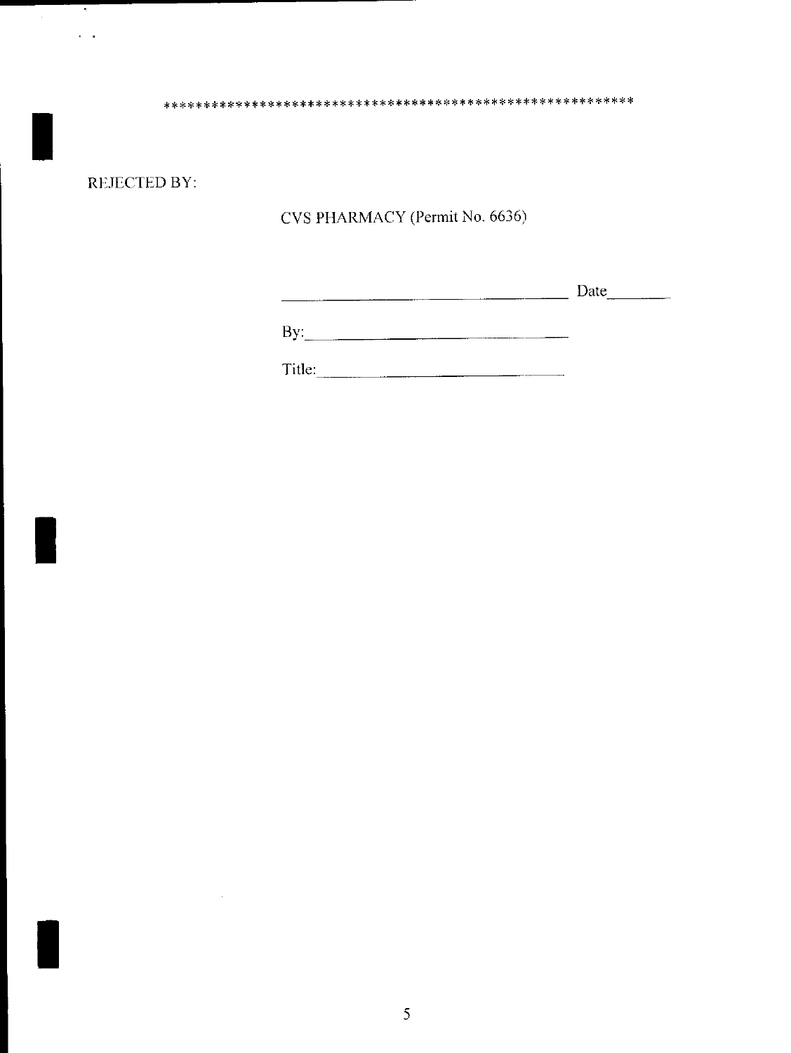*********************************************************

REJECTED BY:

CVS PHARMACY (Permit No. 6636)

_______________________________ Date________

By:____________________________

Title:__________________________